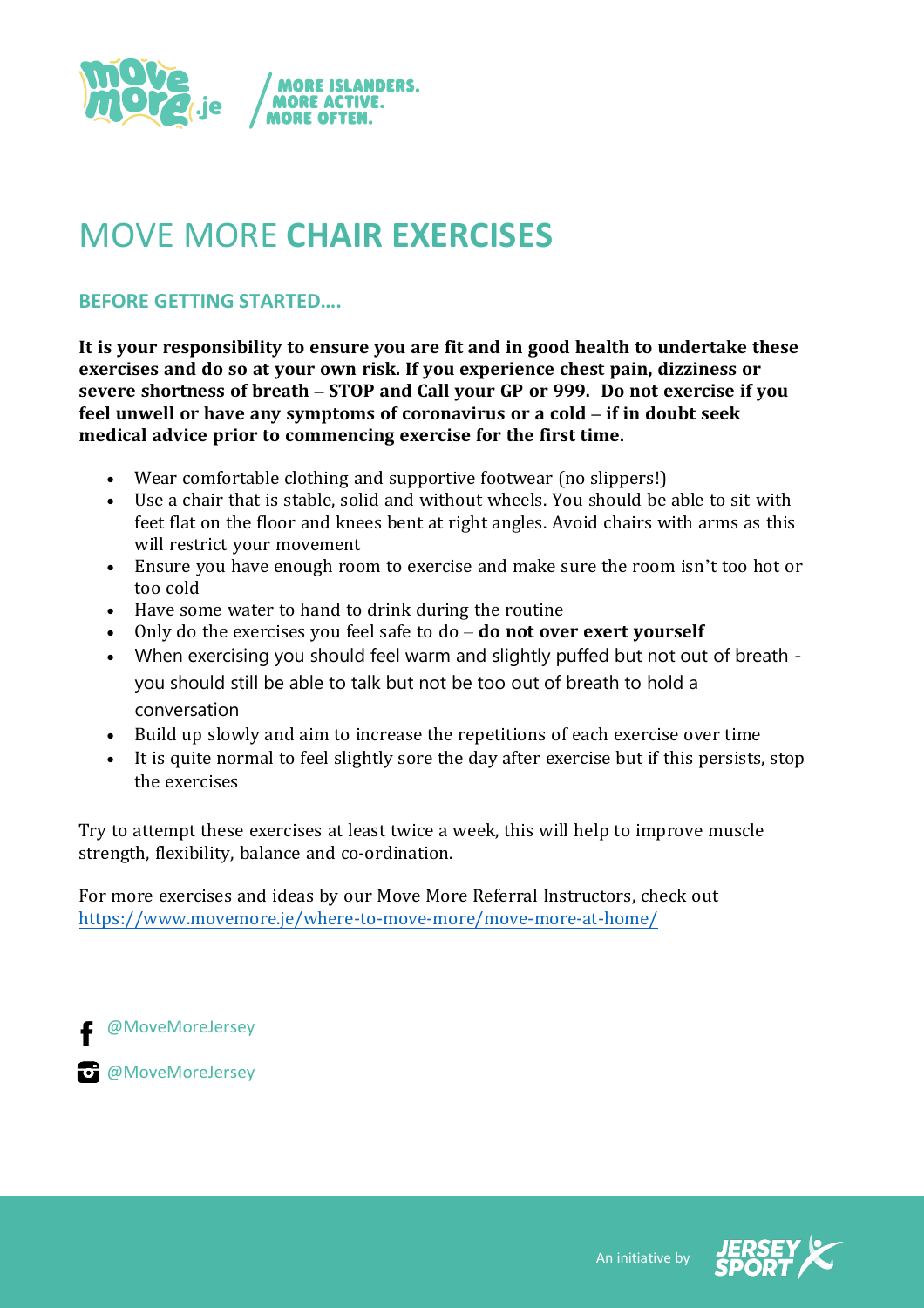MORE ISLANDERS. MORE ACTIVE. MORE OFTEN.

# MOVE MORE **CHAIR EXERCISES**

## BEFORE GETTING STARTED….

**It is your responsibility to ensure you are fit and in good health to undertake these exercises and do so at your own risk. If you experience chest pain, dizziness or severe shortness of breath – STOP and Call your GP or 999. Do not exercise if you feel unwell or have any symptoms of coronavirus or a cold – if in doubt seek medical advice prior to commencing exercise for the first time.**

- Wear comfortable clothing and supportive footwear (no slippers!)
- Use a chair that is stable, solid and without wheels. You should be able to sit with feet flat on the floor and knees bent at right angles. Avoid chairs with arms as this will restrict your movement
- Ensure you have enough room to exercise and make sure the room isn't too hot or too cold
- Have some water to hand to drink during the routine
- Only do the exercises you feel safe to do – **do not over exert yourself**
- When exercising you should feel warm and slightly puffed but not out of breath - you should still be able to talk but not be too out of breath to hold a conversation
- Build up slowly and aim to increase the repetitions of each exercise over time
- It is quite normal to feel slightly sore the day after exercise but if this persists, stop the exercises

Try to attempt these exercises at least twice a week, this will help to improve muscle strength, flexibility, balance and co-ordination.

For more exercises and ideas by our Move More Referral Instructors, check out https://www.movemore.je/where-to-move-more/move-more-at-home/

@MoveMoreJersey

@MoveMoreJersey

An initiative by JERSEY SPORT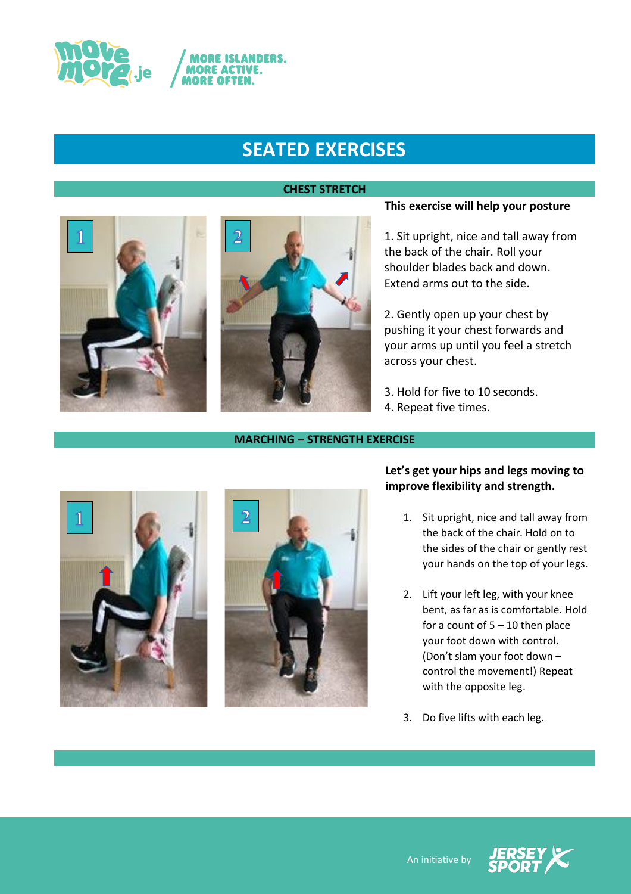# SEATED EXERCISES

## CHEST STRETCH

**This exercise will help your posture**

1. Sit upright, nice and tall away from the back of the chair. Roll your shoulder blades back and down. Extend arms out to the side.

2. Gently open up your chest by pushing it your chest forwards and your arms up until you feel a stretch across your chest.

3. Hold for five to 10 seconds.
4. Repeat five times.

## MARCHING – STRENGTH EXERCISE

**Let's get your hips and legs moving to improve flexibility and strength.**

1. Sit upright, nice and tall away from the back of the chair. Hold on to the sides of the chair or gently rest your hands on the top of your legs.

2. Lift your left leg, with your knee bent, as far as is comfortable. Hold for a count of 5 – 10 then place your foot down with control. (Don't slam your foot down – control the movement!) Repeat with the opposite leg.

3. Do five lifts with each leg.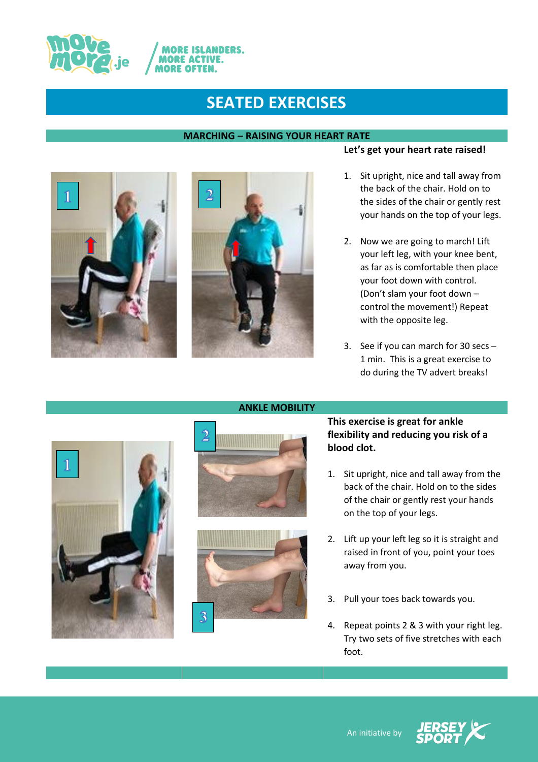# SEATED EXERCISES

## MARCHING – RAISING YOUR HEART RATE

**Let's get your heart rate raised!**

1. Sit upright, nice and tall away from the back of the chair. Hold on to the sides of the chair or gently rest your hands on the top of your legs.
2. Now we are going to march! Lift your left leg, with your knee bent, as far as is comfortable then place your foot down with control. (Don't slam your foot down – control the movement!) Repeat with the opposite leg.
3. See if you can march for 30 secs – 1 min. This is a great exercise to do during the TV advert breaks!

## ANKLE MOBILITY

**This exercise is great for ankle flexibility and reducing you risk of a blood clot.**

1. Sit upright, nice and tall away from the back of the chair. Hold on to the sides of the chair or gently rest your hands on the top of your legs.
2. Lift up your left leg so it is straight and raised in front of you, point your toes away from you.
3. Pull your toes back towards you.
4. Repeat points 2 & 3 with your right leg. Try two sets of five stretches with each foot.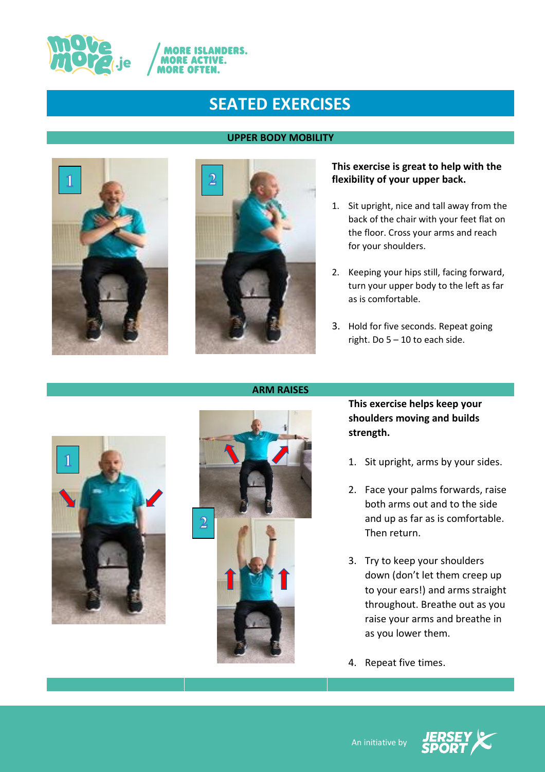# SEATED EXERCISES

## UPPER BODY MOBILITY

**This exercise is great to help with the flexibility of your upper back.**

1. Sit upright, nice and tall away from the back of the chair with your feet flat on the floor. Cross your arms and reach for your shoulders.
2. Keeping your hips still, facing forward, turn your upper body to the left as far as is comfortable.
3. Hold for five seconds. Repeat going right. Do 5 – 10 to each side.

## ARM RAISES

**This exercise helps keep your shoulders moving and builds strength.**

1. Sit upright, arms by your sides.
2. Face your palms forwards, raise both arms out and to the side and up as far as is comfortable. Then return.
3. Try to keep your shoulders down (don't let them creep up to your ears!) and arms straight throughout. Breathe out as you raise your arms and breathe in as you lower them.
4. Repeat five times.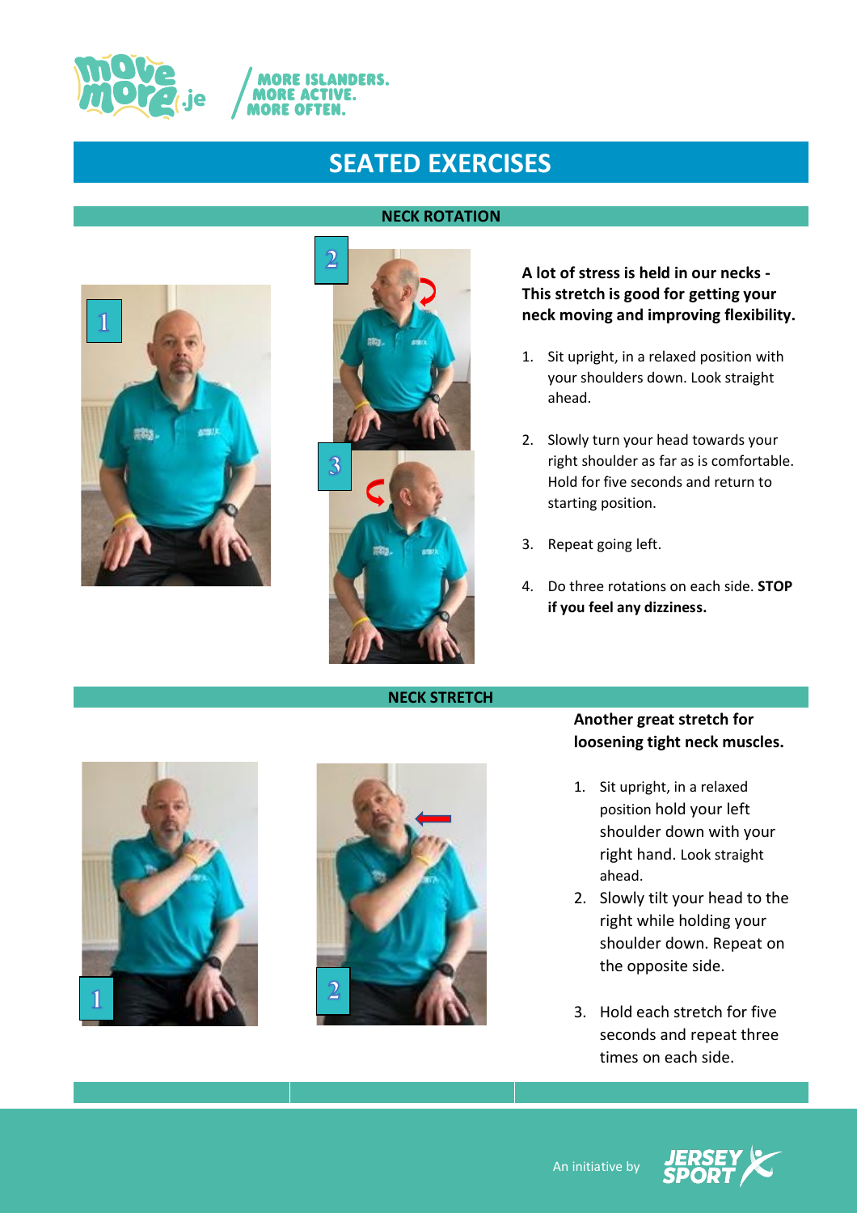# SEATED EXERCISES

## NECK ROTATION

**A lot of stress is held in our necks - This stretch is good for getting your neck moving and improving flexibility.**

1. Sit upright, in a relaxed position with your shoulders down. Look straight ahead.
2. Slowly turn your head towards your right shoulder as far as is comfortable. Hold for five seconds and return to starting position.
3. Repeat going left.
4. Do three rotations on each side. **STOP if you feel any dizziness.**

## NECK STRETCH

**Another great stretch for loosening tight neck muscles.**

1. Sit upright, in a relaxed position hold your left shoulder down with your right hand. Look straight ahead.
2. Slowly tilt your head to the right while holding your shoulder down. Repeat on the opposite side.
3. Hold each stretch for five seconds and repeat three times on each side.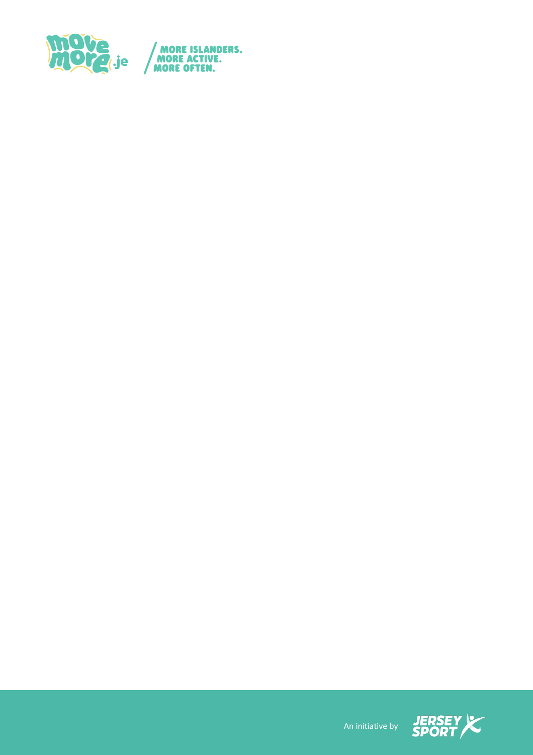MORE ISLANDERS.
MORE ACTIVE.
MORE OFTEN.

An initiative by JERSEY SPORT